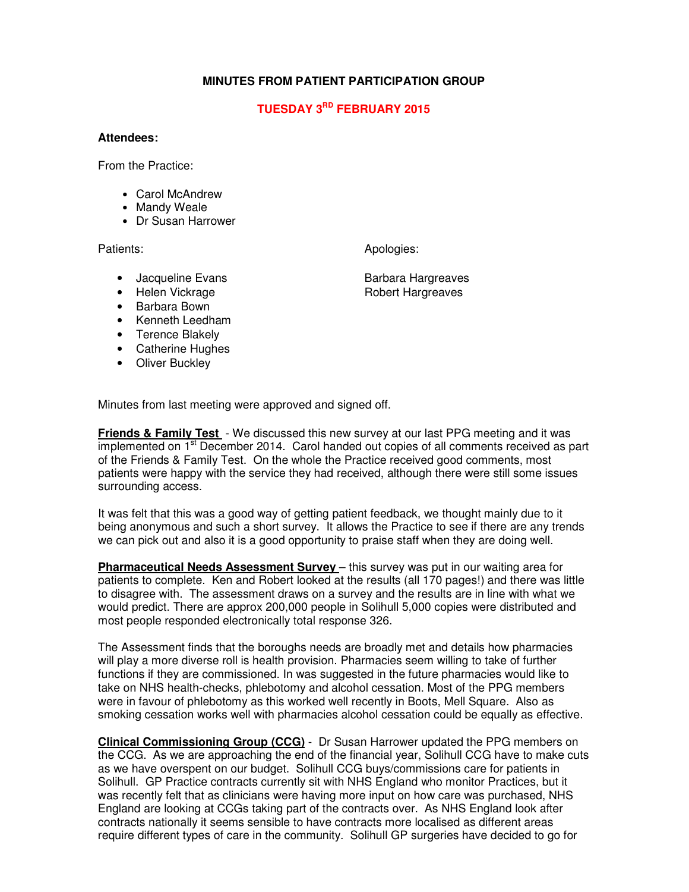# MINUTES FROM PATIENT PARTICIPATION GROUP

## TUESDAY 3RD FEBRUARY 2015

**Attendees:**

From the Practice:

- Carol McAndrew
- Mandy Weale
- Dr Susan Harrower

Patients:

- Jacqueline Evans
- Helen Vickrage
- Barbara Bown
- Kenneth Leedham
- Terence Blakely
- Catherine Hughes
- Oliver Buckley

Apologies:

Barbara Hargreaves
Robert Hargreaves

Minutes from last meeting were approved and signed off.

**Friends & Family Test** - We discussed this new survey at our last PPG meeting and it was implemented on 1st December 2014. Carol handed out copies of all comments received as part of the Friends & Family Test. On the whole the Practice received good comments, most patients were happy with the service they had received, although there were still some issues surrounding access.

It was felt that this was a good way of getting patient feedback, we thought mainly due to it being anonymous and such a short survey. It allows the Practice to see if there are any trends we can pick out and also it is a good opportunity to praise staff when they are doing well.

**Pharmaceutical Needs Assessment Survey** – this survey was put in our waiting area for patients to complete. Ken and Robert looked at the results (all 170 pages!) and there was little to disagree with. The assessment draws on a survey and the results are in line with what we would predict. There are approx 200,000 people in Solihull 5,000 copies were distributed and most people responded electronically total response 326.

The Assessment finds that the boroughs needs are broadly met and details how pharmacies will play a more diverse roll is health provision. Pharmacies seem willing to take of further functions if they are commissioned. In was suggested in the future pharmacies would like to take on NHS health-checks, phlebotomy and alcohol cessation. Most of the PPG members were in favour of phlebotomy as this worked well recently in Boots, Mell Square. Also as smoking cessation works well with pharmacies alcohol cessation could be equally as effective.

**Clinical Commissioning Group (CCG)** - Dr Susan Harrower updated the PPG members on the CCG. As we are approaching the end of the financial year, Solihull CCG have to make cuts as we have overspent on our budget. Solihull CCG buys/commissions care for patients in Solihull. GP Practice contracts currently sit with NHS England who monitor Practices, but it was recently felt that as clinicians were having more input on how care was purchased, NHS England are looking at CCGs taking part of the contracts over. As NHS England look after contracts nationally it seems sensible to have contracts more localised as different areas require different types of care in the community. Solihull GP surgeries have decided to go for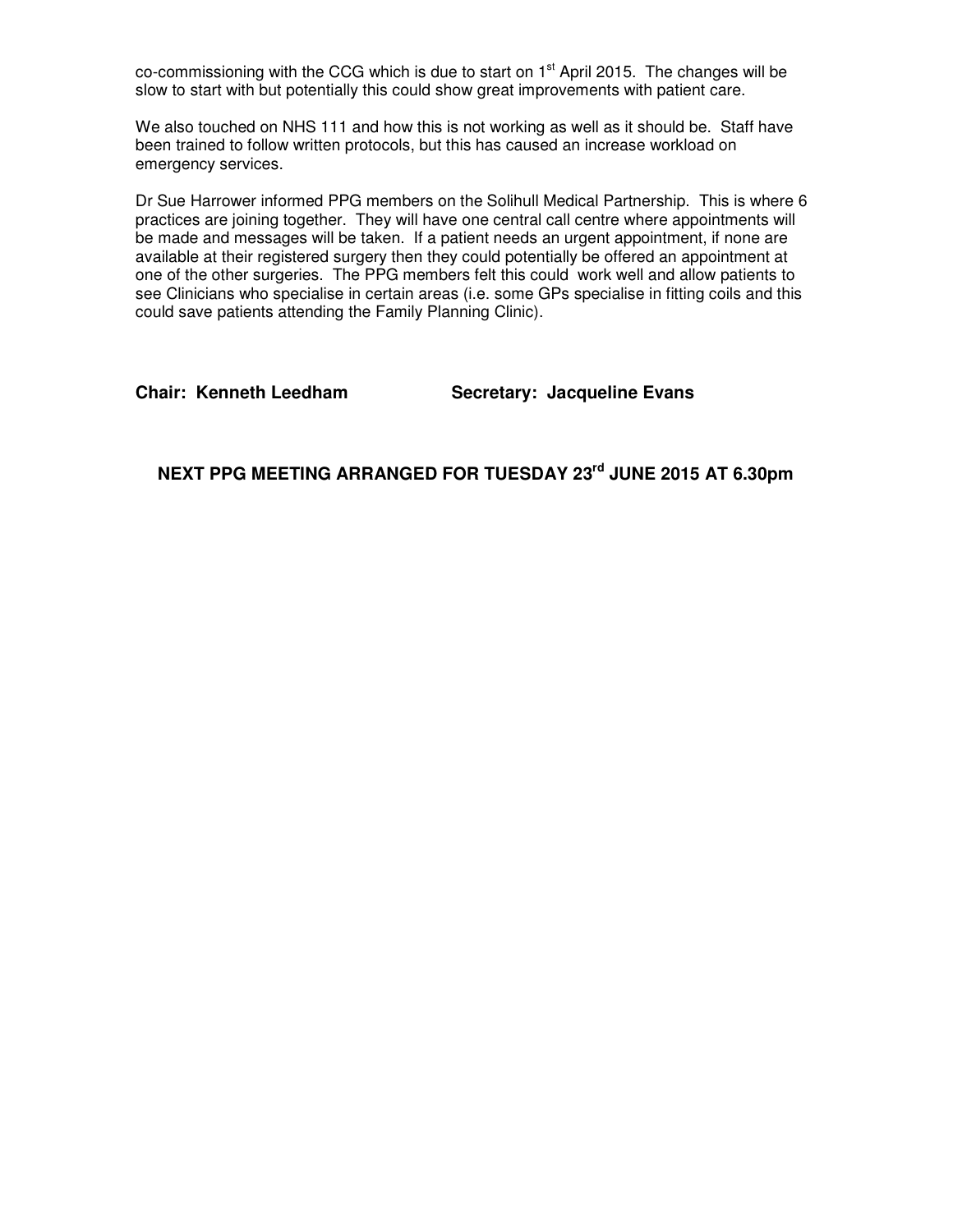co-commissioning with the CCG which is due to start on 1st April 2015. The changes will be slow to start with but potentially this could show great improvements with patient care.

We also touched on NHS 111 and how this is not working as well as it should be. Staff have been trained to follow written protocols, but this has caused an increase workload on emergency services.

Dr Sue Harrower informed PPG members on the Solihull Medical Partnership. This is where 6 practices are joining together. They will have one central call centre where appointments will be made and messages will be taken. If a patient needs an urgent appointment, if none are available at their registered surgery then they could potentially be offered an appointment at one of the other surgeries. The PPG members felt this could work well and allow patients to see Clinicians who specialise in certain areas (i.e. some GPs specialise in fitting coils and this could save patients attending the Family Planning Clinic).

**Chair: Kenneth Leedham** **Secretary: Jacqueline Evans**

**NEXT PPG MEETING ARRANGED FOR TUESDAY 23rd JUNE 2015 AT 6.30pm**